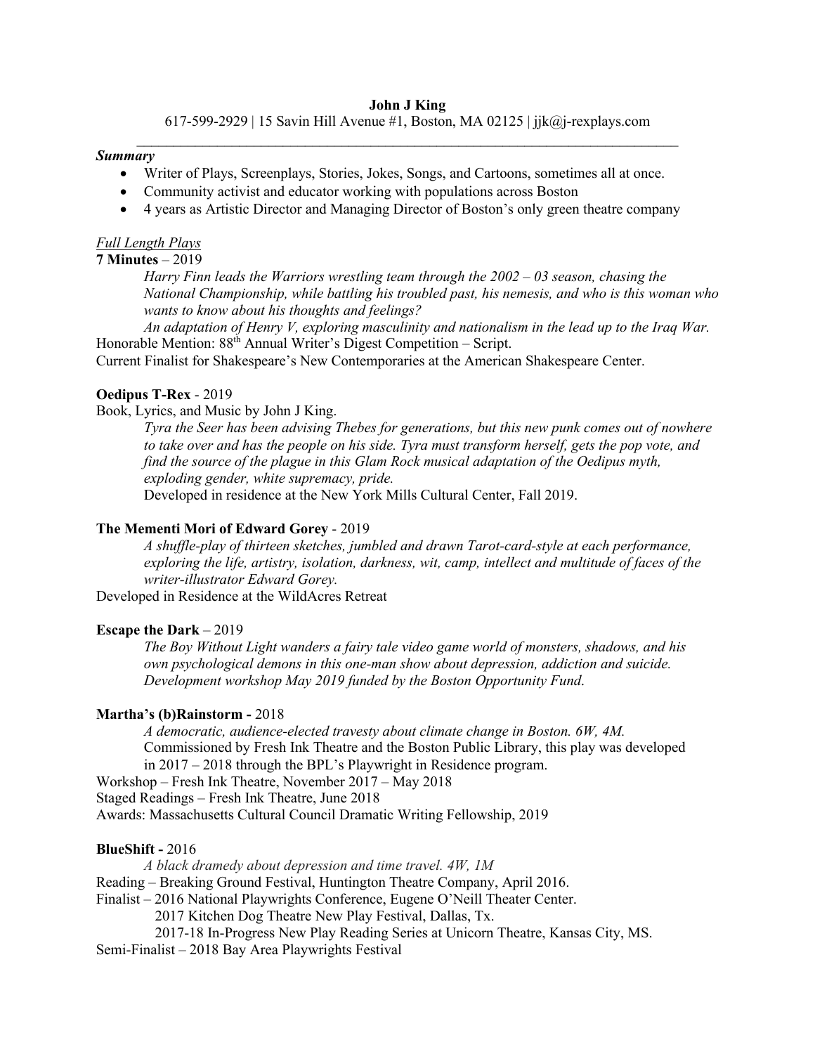**John J King**

617-599-2929 | 15 Savin Hill Avenue #1, Boston, MA 02125 | jjk@j-rexplays.com

---

***Summary***

- Writer of Plays, Screenplays, Stories, Jokes, Songs, and Cartoons, sometimes all at once.
- Community activist and educator working with populations across Boston
- 4 years as Artistic Director and Managing Director of Boston's only green theatre company

*Full Length Plays*

**7 Minutes** – 2019

*Harry Finn leads the Warriors wrestling team through the 2002 – 03 season, chasing the National Championship, while battling his troubled past, his nemesis, and who is this woman who wants to know about his thoughts and feelings?*

*An adaptation of Henry V, exploring masculinity and nationalism in the lead up to the Iraq War.*

Honorable Mention: 88th Annual Writer's Digest Competition – Script.

Current Finalist for Shakespeare's New Contemporaries at the American Shakespeare Center.

**Oedipus T-Rex** - 2019

Book, Lyrics, and Music by John J King.

*Tyra the Seer has been advising Thebes for generations, but this new punk comes out of nowhere to take over and has the people on his side. Tyra must transform herself, gets the pop vote, and find the source of the plague in this Glam Rock musical adaptation of the Oedipus myth, exploding gender, white supremacy, pride.*

Developed in residence at the New York Mills Cultural Center, Fall 2019.

**The Mementi Mori of Edward Gorey** - 2019

*A shuffle-play of thirteen sketches, jumbled and drawn Tarot-card-style at each performance, exploring the life, artistry, isolation, darkness, wit, camp, intellect and multitude of faces of the writer-illustrator Edward Gorey.*

Developed in Residence at the WildAcres Retreat

**Escape the Dark** – 2019

*The Boy Without Light wanders a fairy tale video game world of monsters, shadows, and his own psychological demons in this one-man show about depression, addiction and suicide. Development workshop May 2019 funded by the Boston Opportunity Fund.*

**Martha's (b)Rainstorm -** 2018

*A democratic, audience-elected travesty about climate change in Boston. 6W, 4M.*

Commissioned by Fresh Ink Theatre and the Boston Public Library, this play was developed in 2017 – 2018 through the BPL's Playwright in Residence program.

Workshop – Fresh Ink Theatre, November 2017 – May 2018

Staged Readings – Fresh Ink Theatre, June 2018

Awards: Massachusetts Cultural Council Dramatic Writing Fellowship, 2019

**BlueShift -** 2016

*A black dramedy about depression and time travel. 4W, 1M*

Reading – Breaking Ground Festival, Huntington Theatre Company, April 2016.

Finalist – 2016 National Playwrights Conference, Eugene O'Neill Theater Center.

2017 Kitchen Dog Theatre New Play Festival, Dallas, Tx.

2017-18 In-Progress New Play Reading Series at Unicorn Theatre, Kansas City, MS.

Semi-Finalist – 2018 Bay Area Playwrights Festival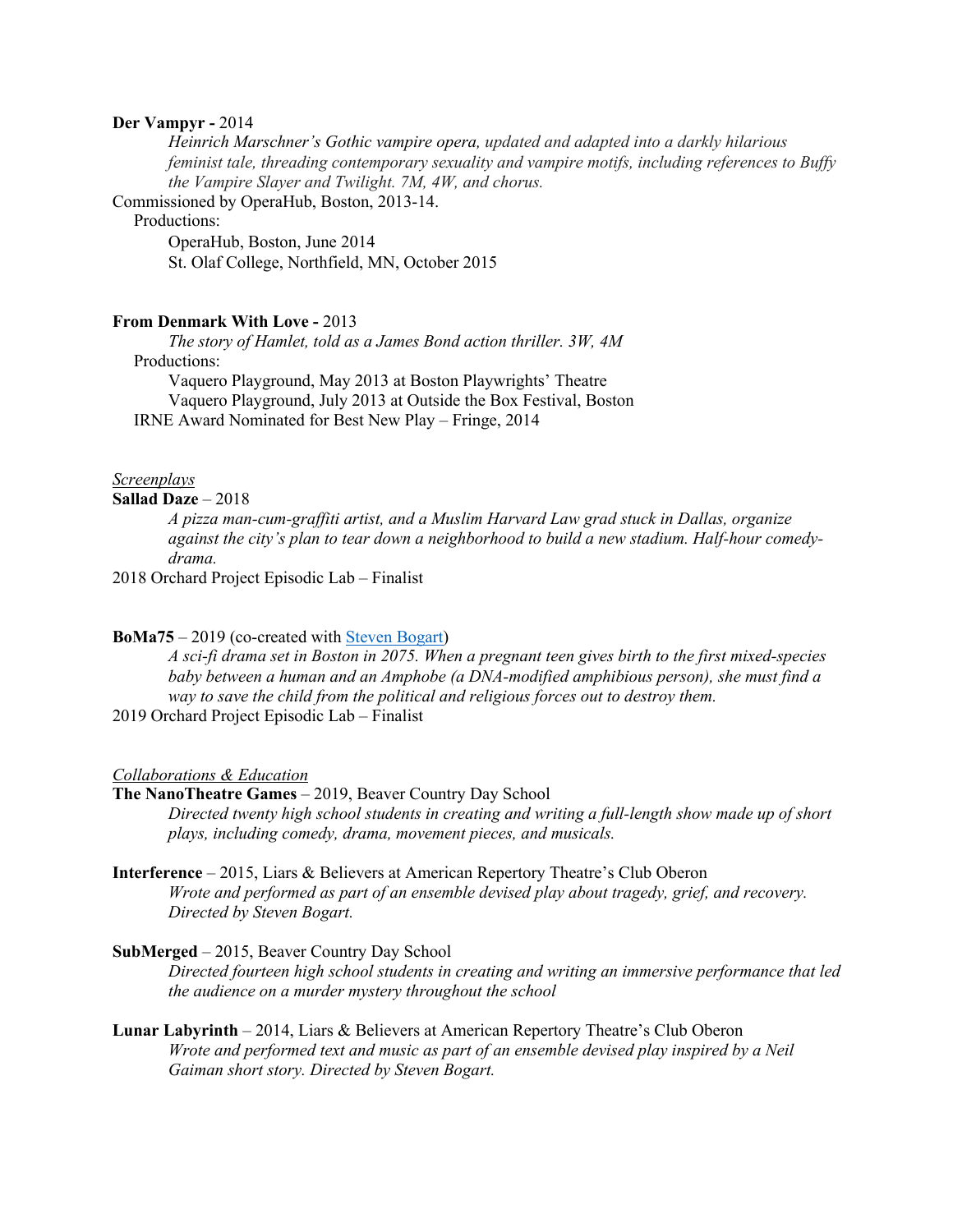**Der Vampyr -** 2014

*Heinrich Marschner's Gothic vampire opera, updated and adapted into a darkly hilarious feminist tale, threading contemporary sexuality and vampire motifs, including references to Buffy the Vampire Slayer and Twilight. 7M, 4W, and chorus.*

Commissioned by OperaHub, Boston, 2013-14.

Productions:

OperaHub, Boston, June 2014
St. Olaf College, Northfield, MN, October 2015

**From Denmark With Love -** 2013

*The story of Hamlet, told as a James Bond action thriller. 3W, 4M*

Productions:

Vaquero Playground, May 2013 at Boston Playwrights' Theatre
Vaquero Playground, July 2013 at Outside the Box Festival, Boston

IRNE Award Nominated for Best New Play – Fringe, 2014

*Screenplays*

**Sallad Daze** – 2018

*A pizza man-cum-graffiti artist, and a Muslim Harvard Law grad stuck in Dallas, organize against the city's plan to tear down a neighborhood to build a new stadium. Half-hour comedy-drama.*

2018 Orchard Project Episodic Lab – Finalist

**BoMa75** – 2019 (co-created with Steven Bogart)

*A sci-fi drama set in Boston in 2075. When a pregnant teen gives birth to the first mixed-species baby between a human and an Amphobe (a DNA-modified amphibious person), she must find a way to save the child from the political and religious forces out to destroy them.*

2019 Orchard Project Episodic Lab – Finalist

*Collaborations & Education*

**The NanoTheatre Games** – 2019, Beaver Country Day School

*Directed twenty high school students in creating and writing a full-length show made up of short plays, including comedy, drama, movement pieces, and musicals.*

**Interference** – 2015, Liars & Believers at American Repertory Theatre's Club Oberon

*Wrote and performed as part of an ensemble devised play about tragedy, grief, and recovery. Directed by Steven Bogart.*

**SubMerged** – 2015, Beaver Country Day School

*Directed fourteen high school students in creating and writing an immersive performance that led the audience on a murder mystery throughout the school*

**Lunar Labyrinth** – 2014, Liars & Believers at American Repertory Theatre's Club Oberon

*Wrote and performed text and music as part of an ensemble devised play inspired by a Neil Gaiman short story. Directed by Steven Bogart.*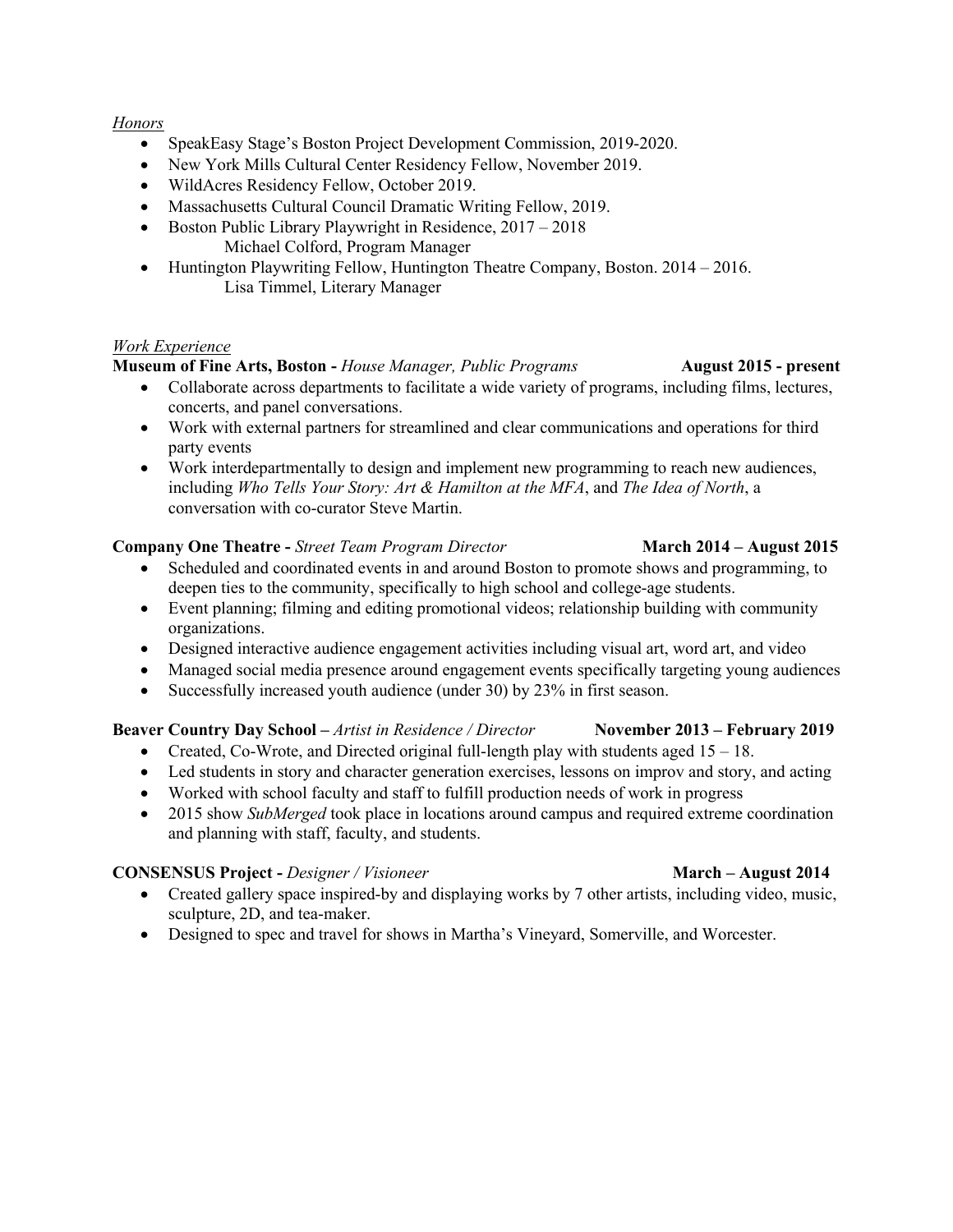*Honors*

- SpeakEasy Stage's Boston Project Development Commission, 2019-2020.
- New York Mills Cultural Center Residency Fellow, November 2019.
- WildAcres Residency Fellow, October 2019.
- Massachusetts Cultural Council Dramatic Writing Fellow, 2019.
- Boston Public Library Playwright in Residence, 2017 – 2018
  Michael Colford, Program Manager
- Huntington Playwriting Fellow, Huntington Theatre Company, Boston. 2014 – 2016.
  Lisa Timmel, Literary Manager

*Work Experience*

**Museum of Fine Arts, Boston -** *House Manager, Public Programs* **August 2015 - present**

- Collaborate across departments to facilitate a wide variety of programs, including films, lectures, concerts, and panel conversations.
- Work with external partners for streamlined and clear communications and operations for third party events
- Work interdepartmentally to design and implement new programming to reach new audiences, including *Who Tells Your Story: Art & Hamilton at the MFA*, and *The Idea of North*, a conversation with co-curator Steve Martin.

**Company One Theatre -** *Street Team Program Director* **March 2014 – August 2015**

- Scheduled and coordinated events in and around Boston to promote shows and programming, to deepen ties to the community, specifically to high school and college-age students.
- Event planning; filming and editing promotional videos; relationship building with community organizations.
- Designed interactive audience engagement activities including visual art, word art, and video
- Managed social media presence around engagement events specifically targeting young audiences
- Successfully increased youth audience (under 30) by 23% in first season.

**Beaver Country Day School –** *Artist in Residence / Director* **November 2013 – February 2019**

- Created, Co-Wrote, and Directed original full-length play with students aged 15 – 18.
- Led students in story and character generation exercises, lessons on improv and story, and acting
- Worked with school faculty and staff to fulfill production needs of work in progress
- 2015 show *SubMerged* took place in locations around campus and required extreme coordination and planning with staff, faculty, and students.

**CONSENSUS Project -** *Designer / Visioneer* **March – August 2014**

- Created gallery space inspired-by and displaying works by 7 other artists, including video, music, sculpture, 2D, and tea-maker.
- Designed to spec and travel for shows in Martha's Vineyard, Somerville, and Worcester.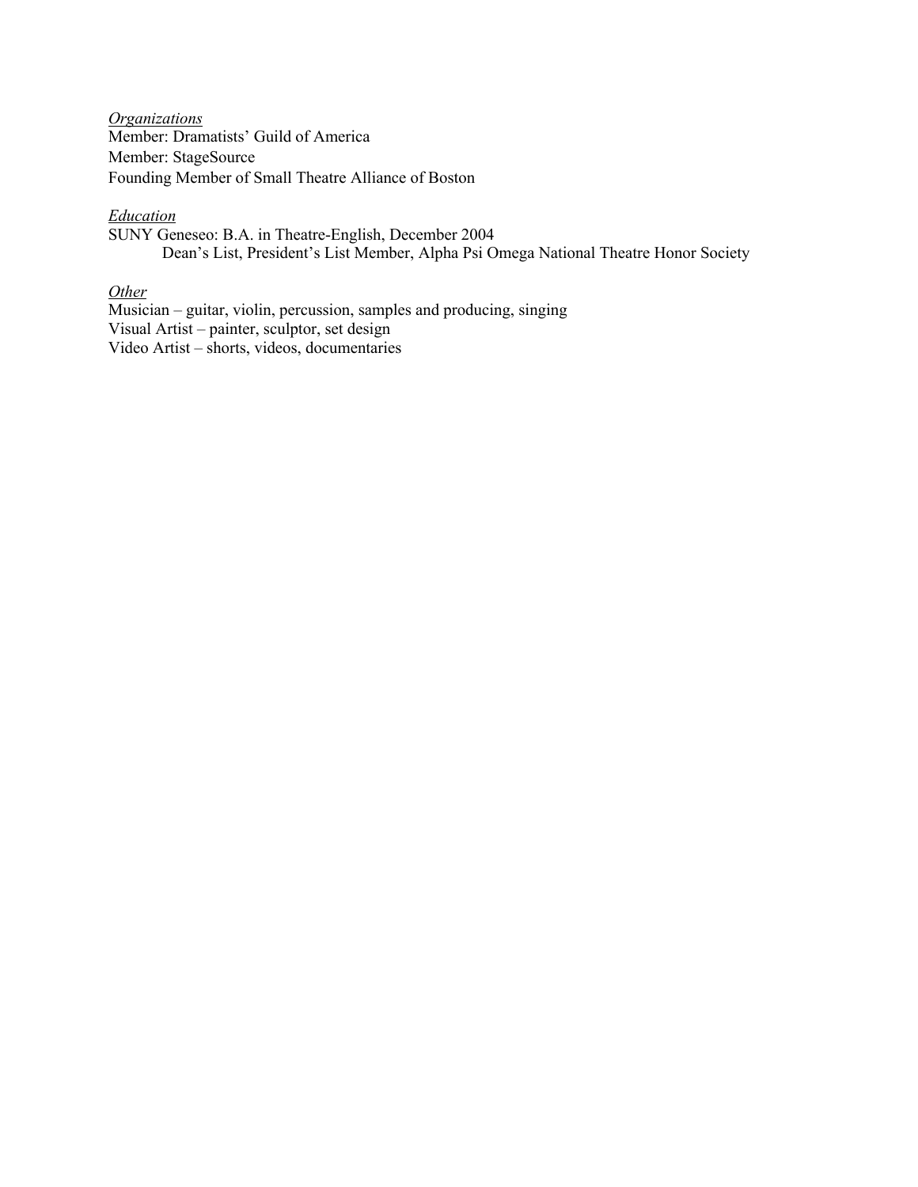*Organizations*

Member: Dramatists' Guild of America
Member: StageSource
Founding Member of Small Theatre Alliance of Boston

*Education*

SUNY Geneseo: B.A. in Theatre-English, December 2004
    Dean's List, President's List Member, Alpha Psi Omega National Theatre Honor Society

*Other*

Musician – guitar, violin, percussion, samples and producing, singing
Visual Artist – painter, sculptor, set design
Video Artist – shorts, videos, documentaries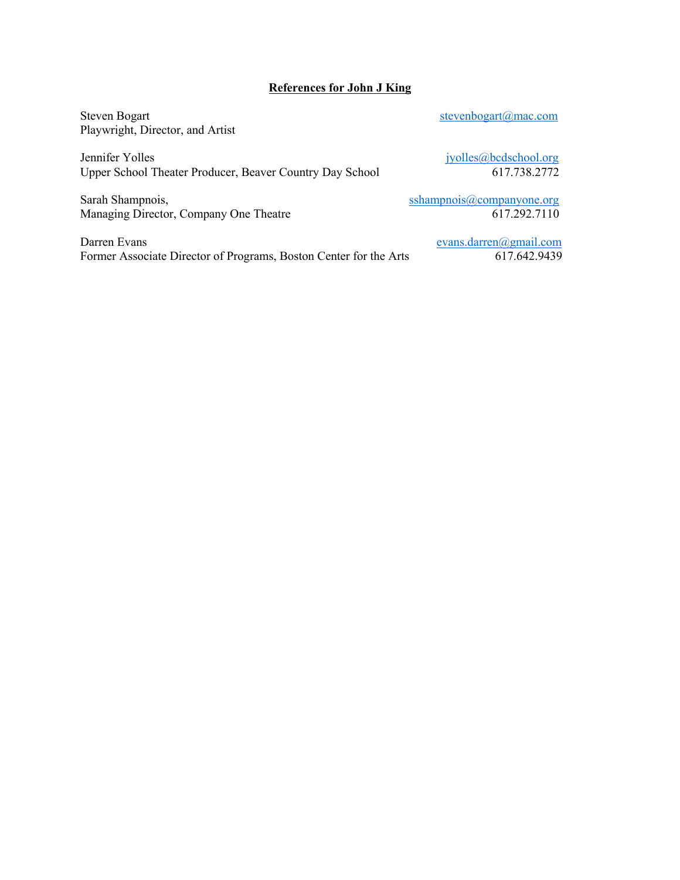**References for John J King**

Steven Bogart
Playwright, Director, and Artist
stevenbogart@mac.com

Jennifer Yolles
Upper School Theater Producer, Beaver Country Day School
jyolles@bcdschool.org
617.738.2772

Sarah Shampnois,
Managing Director, Company One Theatre
sshampnois@companyone.org
617.292.7110

Darren Evans
Former Associate Director of Programs, Boston Center for the Arts
evans.darren@gmail.com
617.642.9439